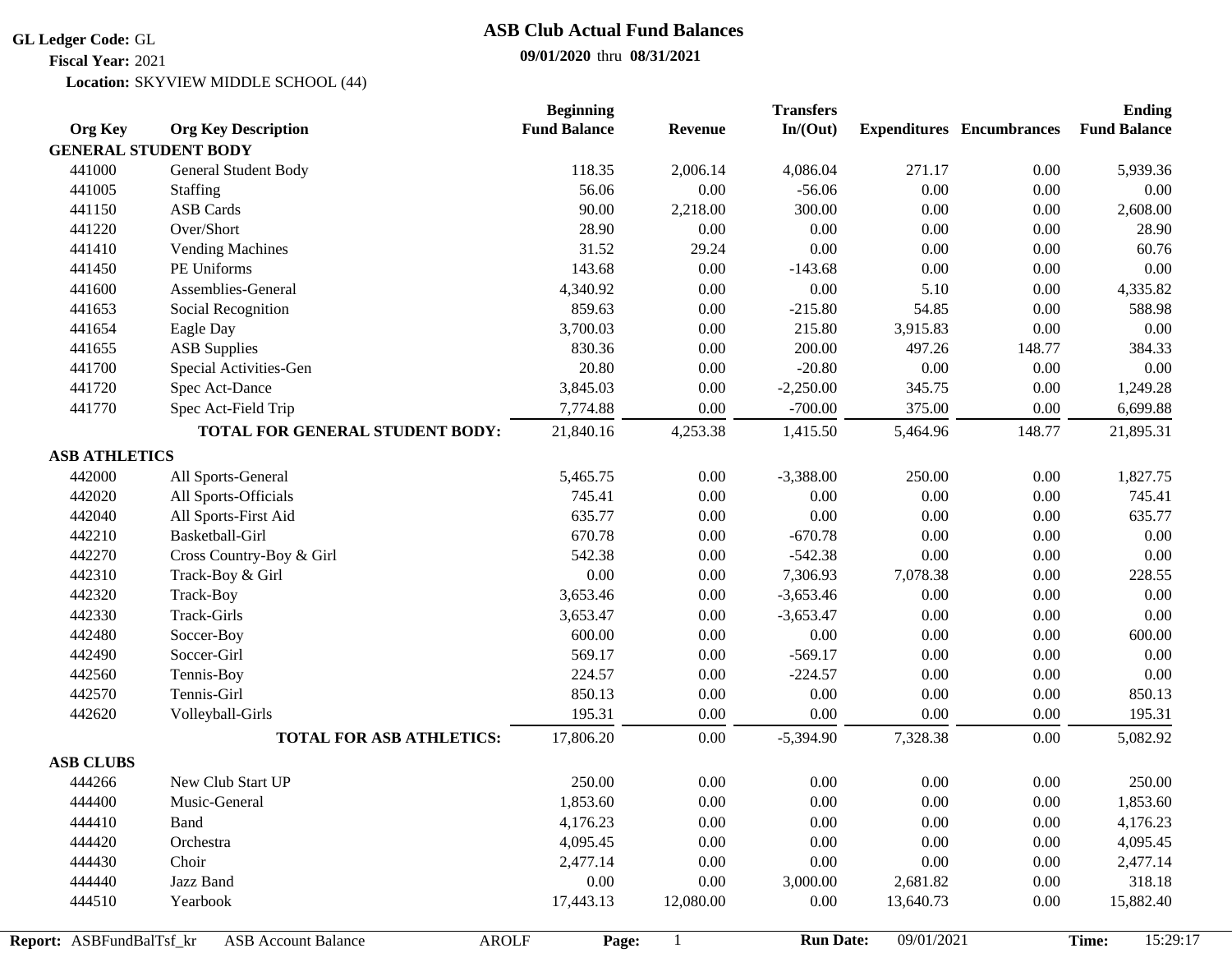**GL Ledger Code:** GL
**Fiscal Year:** 2021
**Location:** SKYVIEW MIDDLE SCHOOL (44)

# ASB Club Actual Fund Balances

**09/01/2020** thru **08/31/2021**

| Org Key | Org Key Description | Beginning Fund Balance | Revenue | Transfers In/(Out) | Expenditures | Encumbrances | Ending Fund Balance |
|---|---|---|---|---|---|---|---|
| **GENERAL STUDENT BODY** | | | | | | | |
| 441000 | General Student Body | 118.35 | 2,006.14 | 4,086.04 | 271.17 | 0.00 | 5,939.36 |
| 441005 | Staffing | 56.06 | 0.00 | -56.06 | 0.00 | 0.00 | 0.00 |
| 441150 | ASB Cards | 90.00 | 2,218.00 | 300.00 | 0.00 | 0.00 | 2,608.00 |
| 441220 | Over/Short | 28.90 | 0.00 | 0.00 | 0.00 | 0.00 | 28.90 |
| 441410 | Vending Machines | 31.52 | 29.24 | 0.00 | 0.00 | 0.00 | 60.76 |
| 441450 | PE Uniforms | 143.68 | 0.00 | -143.68 | 0.00 | 0.00 | 0.00 |
| 441600 | Assemblies-General | 4,340.92 | 0.00 | 0.00 | 5.10 | 0.00 | 4,335.82 |
| 441653 | Social Recognition | 859.63 | 0.00 | -215.80 | 54.85 | 0.00 | 588.98 |
| 441654 | Eagle Day | 3,700.03 | 0.00 | 215.80 | 3,915.83 | 0.00 | 0.00 |
| 441655 | ASB Supplies | 830.36 | 0.00 | 200.00 | 497.26 | 148.77 | 384.33 |
| 441700 | Special Activities-Gen | 20.80 | 0.00 | -20.80 | 0.00 | 0.00 | 0.00 |
| 441720 | Spec Act-Dance | 3,845.03 | 0.00 | -2,250.00 | 345.75 | 0.00 | 1,249.28 |
| 441770 | Spec Act-Field Trip | 7,774.88 | 0.00 | -700.00 | 375.00 | 0.00 | 6,699.88 |
| | **TOTAL FOR GENERAL STUDENT BODY:** | 21,840.16 | 4,253.38 | 1,415.50 | 5,464.96 | 148.77 | 21,895.31 |
| **ASB ATHLETICS** | | | | | | | |
| 442000 | All Sports-General | 5,465.75 | 0.00 | -3,388.00 | 250.00 | 0.00 | 1,827.75 |
| 442020 | All Sports-Officials | 745.41 | 0.00 | 0.00 | 0.00 | 0.00 | 745.41 |
| 442040 | All Sports-First Aid | 635.77 | 0.00 | 0.00 | 0.00 | 0.00 | 635.77 |
| 442210 | Basketball-Girl | 670.78 | 0.00 | -670.78 | 0.00 | 0.00 | 0.00 |
| 442270 | Cross Country-Boy & Girl | 542.38 | 0.00 | -542.38 | 0.00 | 0.00 | 0.00 |
| 442310 | Track-Boy & Girl | 0.00 | 0.00 | 7,306.93 | 7,078.38 | 0.00 | 228.55 |
| 442320 | Track-Boy | 3,653.46 | 0.00 | -3,653.46 | 0.00 | 0.00 | 0.00 |
| 442330 | Track-Girls | 3,653.47 | 0.00 | -3,653.47 | 0.00 | 0.00 | 0.00 |
| 442480 | Soccer-Boy | 600.00 | 0.00 | 0.00 | 0.00 | 0.00 | 600.00 |
| 442490 | Soccer-Girl | 569.17 | 0.00 | -569.17 | 0.00 | 0.00 | 0.00 |
| 442560 | Tennis-Boy | 224.57 | 0.00 | -224.57 | 0.00 | 0.00 | 0.00 |
| 442570 | Tennis-Girl | 850.13 | 0.00 | 0.00 | 0.00 | 0.00 | 850.13 |
| 442620 | Volleyball-Girls | 195.31 | 0.00 | 0.00 | 0.00 | 0.00 | 195.31 |
| | **TOTAL FOR ASB ATHLETICS:** | 17,806.20 | 0.00 | -5,394.90 | 7,328.38 | 0.00 | 5,082.92 |
| **ASB CLUBS** | | | | | | | |
| 444266 | New Club Start UP | 250.00 | 0.00 | 0.00 | 0.00 | 0.00 | 250.00 |
| 444400 | Music-General | 1,853.60 | 0.00 | 0.00 | 0.00 | 0.00 | 1,853.60 |
| 444410 | Band | 4,176.23 | 0.00 | 0.00 | 0.00 | 0.00 | 4,176.23 |
| 444420 | Orchestra | 4,095.45 | 0.00 | 0.00 | 0.00 | 0.00 | 4,095.45 |
| 444430 | Choir | 2,477.14 | 0.00 | 0.00 | 0.00 | 0.00 | 2,477.14 |
| 444440 | Jazz Band | 0.00 | 0.00 | 3,000.00 | 2,681.82 | 0.00 | 318.18 |
| 444510 | Yearbook | 17,443.13 | 12,080.00 | 0.00 | 13,640.73 | 0.00 | 15,882.40 |

**Report:** ASBFundBalTsf_kr ASB Account Balance AROLF **Run Date:** 09/01/2021 **Time:** 15:29:17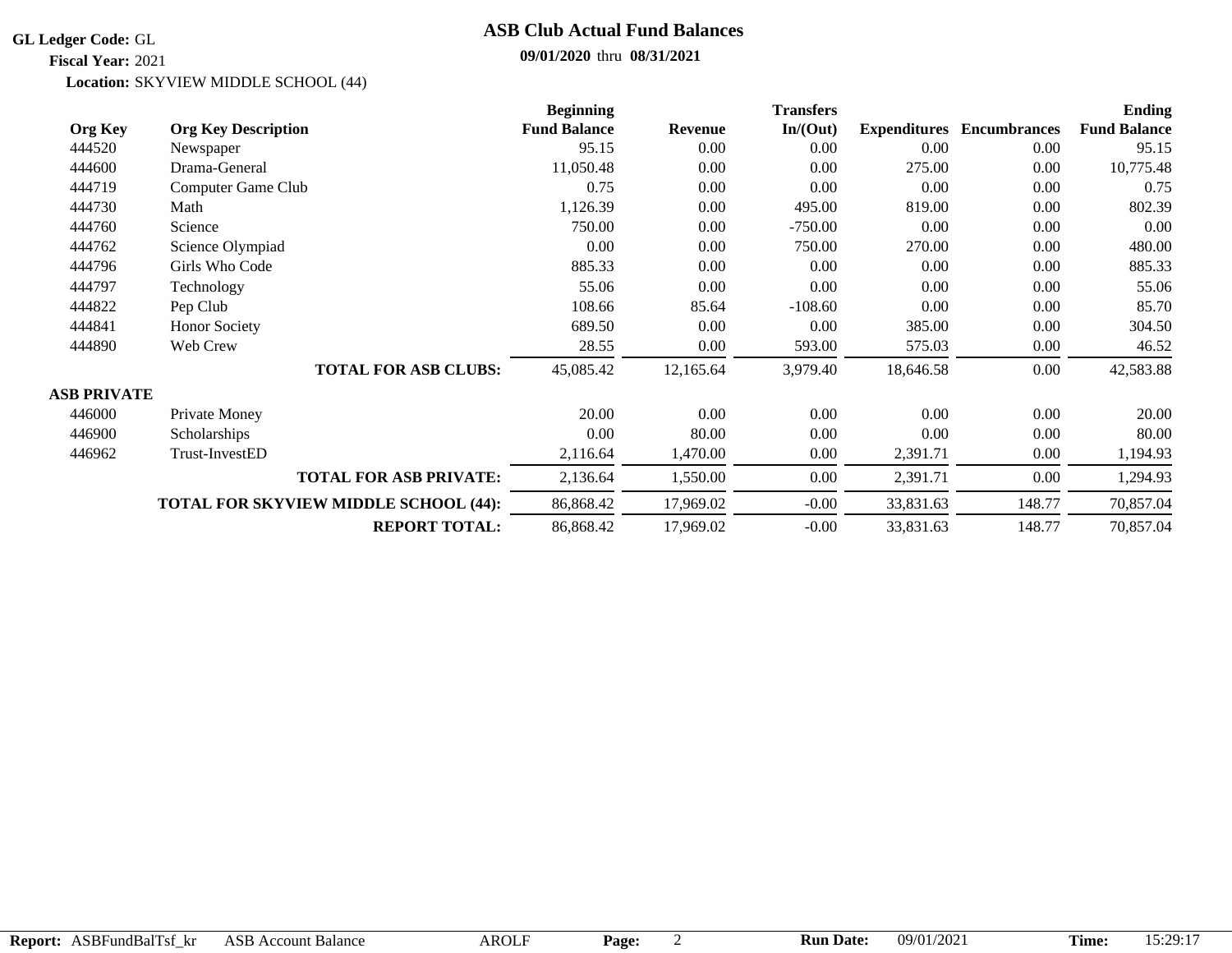**GL Ledger Code:** GL
**Fiscal Year:** 2021
**Location:** SKYVIEW MIDDLE SCHOOL (44)

# ASB Club Actual Fund Balances

**09/01/2020** thru **08/31/2021**

| Org Key | Org Key Description | Beginning Fund Balance | Revenue | Transfers In/(Out) | Expenditures | Encumbrances | Ending Fund Balance |
|---|---|---|---|---|---|---|---|
| 444520 | Newspaper | 95.15 | 0.00 | 0.00 | 0.00 | 0.00 | 95.15 |
| 444600 | Drama-General | 11,050.48 | 0.00 | 0.00 | 275.00 | 0.00 | 10,775.48 |
| 444719 | Computer Game Club | 0.75 | 0.00 | 0.00 | 0.00 | 0.00 | 0.75 |
| 444730 | Math | 1,126.39 | 0.00 | 495.00 | 819.00 | 0.00 | 802.39 |
| 444760 | Science | 750.00 | 0.00 | -750.00 | 0.00 | 0.00 | 0.00 |
| 444762 | Science Olympiad | 0.00 | 0.00 | 750.00 | 270.00 | 0.00 | 480.00 |
| 444796 | Girls Who Code | 885.33 | 0.00 | 0.00 | 0.00 | 0.00 | 885.33 |
| 444797 | Technology | 55.06 | 0.00 | 0.00 | 0.00 | 0.00 | 55.06 |
| 444822 | Pep Club | 108.66 | 85.64 | -108.60 | 0.00 | 0.00 | 85.70 |
| 444841 | Honor Society | 689.50 | 0.00 | 0.00 | 385.00 | 0.00 | 304.50 |
| 444890 | Web Crew | 28.55 | 0.00 | 593.00 | 575.03 | 0.00 | 46.52 |
| | **TOTAL FOR ASB CLUBS:** | 45,085.42 | 12,165.64 | 3,979.40 | 18,646.58 | 0.00 | 42,583.88 |
| **ASB PRIVATE** | | | | | | | |
| 446000 | Private Money | 20.00 | 0.00 | 0.00 | 0.00 | 0.00 | 20.00 |
| 446900 | Scholarships | 0.00 | 80.00 | 0.00 | 0.00 | 0.00 | 80.00 |
| 446962 | Trust-InvestED | 2,116.64 | 1,470.00 | 0.00 | 2,391.71 | 0.00 | 1,194.93 |
| | **TOTAL FOR ASB PRIVATE:** | 2,136.64 | 1,550.00 | 0.00 | 2,391.71 | 0.00 | 1,294.93 |
| | **TOTAL FOR SKYVIEW MIDDLE SCHOOL (44):** | 86,868.42 | 17,969.02 | -0.00 | 33,831.63 | 148.77 | 70,857.04 |
| | **REPORT TOTAL:** | 86,868.42 | 17,969.02 | -0.00 | 33,831.63 | 148.77 | 70,857.04 |

**Report:** ASBFundBalTsf_kr ASB Account Balance AROLF **Run Date:** 09/01/2021 **Time:** 15:29:17